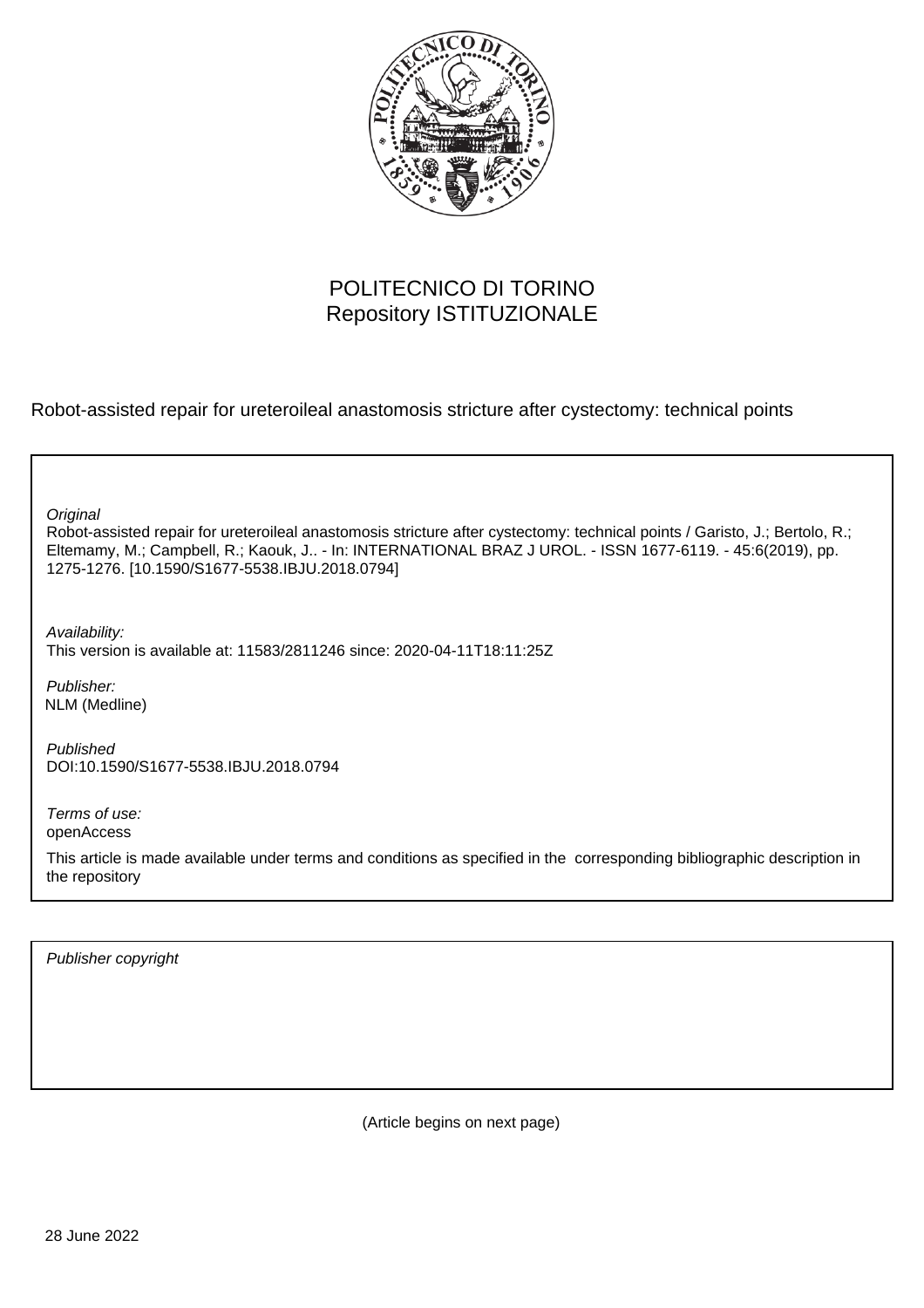POLITECNICO DI TORINO
Repository ISTITUZIONALE

Robot-assisted repair for ureteroileal anastomosis stricture after cystectomy: technical points

*Original*
Robot-assisted repair for ureteroileal anastomosis stricture after cystectomy: technical points / Garisto, J.; Bertolo, R.; Eltemamy, M.; Campbell, R.; Kaouk, J.. - In: INTERNATIONAL BRAZ J UROL. - ISSN 1677-6119. - 45:6(2019), pp. 1275-1276. [10.1590/S1677-5538.IBJU.2018.0794]

*Availability:*
This version is available at: 11583/2811246 since: 2020-04-11T18:11:25Z

*Publisher:*
NLM (Medline)

*Published*
DOI:10.1590/S1677-5538.IBJU.2018.0794

*Terms of use:*
openAccess

This article is made available under terms and conditions as specified in the corresponding bibliographic description in the repository

*Publisher copyright*

(Article begins on next page)

28 June 2022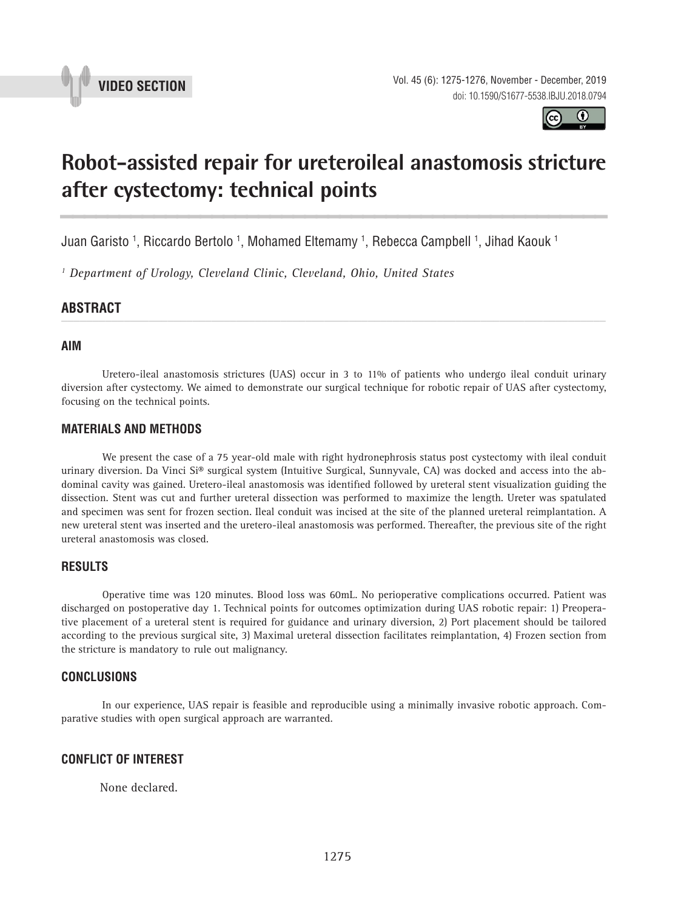# Robot-assisted repair for ureteroileal anastomosis stricture after cystectomy: technical points

Juan Garisto [1], Riccardo Bertolo [1], Mohamed Eltemamy [1], Rebecca Campbell [1], Jihad Kaouk [1]

[1] *Department of Urology, Cleveland Clinic, Cleveland, Ohio, United States*

## ABSTRACT

### AIM

Uretero-ileal anastomosis strictures (UAS) occur in 3 to 11% of patients who undergo ileal conduit urinary diversion after cystectomy. We aimed to demonstrate our surgical technique for robotic repair of UAS after cystectomy, focusing on the technical points.

### MATERIALS AND METHODS

We present the case of a 75 year-old male with right hydronephrosis status post cystectomy with ileal conduit urinary diversion. Da Vinci Si® surgical system (Intuitive Surgical, Sunnyvale, CA) was docked and access into the abdominal cavity was gained. Uretero-ileal anastomosis was identified followed by ureteral stent visualization guiding the dissection. Stent was cut and further ureteral dissection was performed to maximize the length. Ureter was spatulated and specimen was sent for frozen section. Ileal conduit was incised at the site of the planned ureteral reimplantation. A new ureteral stent was inserted and the uretero-ileal anastomosis was performed. Thereafter, the previous site of the right ureteral anastomosis was closed.

### RESULTS

Operative time was 120 minutes. Blood loss was 60mL. No perioperative complications occurred. Patient was discharged on postoperative day 1. Technical points for outcomes optimization during UAS robotic repair: 1) Preoperative placement of a ureteral stent is required for guidance and urinary diversion, 2) Port placement should be tailored according to the previous surgical site, 3) Maximal ureteral dissection facilitates reimplantation, 4) Frozen section from the stricture is mandatory to rule out malignancy.

### CONCLUSIONS

In our experience, UAS repair is feasible and reproducible using a minimally invasive robotic approach. Comparative studies with open surgical approach are warranted.

### CONFLICT OF INTEREST

None declared.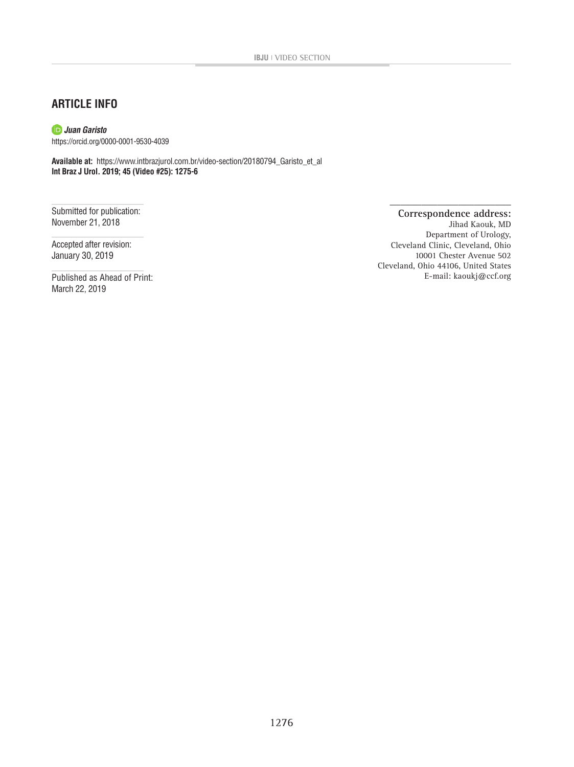## ARTICLE INFO

***Juan Garisto***
https://orcid.org/0000-0001-9530-4039

**Available at:** https://www.intbrazjurol.com.br/video-section/20180794_Garisto_et_al
**Int Braz J Urol. 2019; 45 (Video #25): 1275-6**

Submitted for publication:
November 21, 2018

Accepted after revision:
January 30, 2019

Published as Ahead of Print:
March 22, 2019

**Correspondence address:**
Jihad Kaouk, MD
Department of Urology,
Cleveland Clinic, Cleveland, Ohio
10001 Chester Avenue 502
Cleveland, Ohio 44106, United States
E-mail: kaoukj@ccf.org